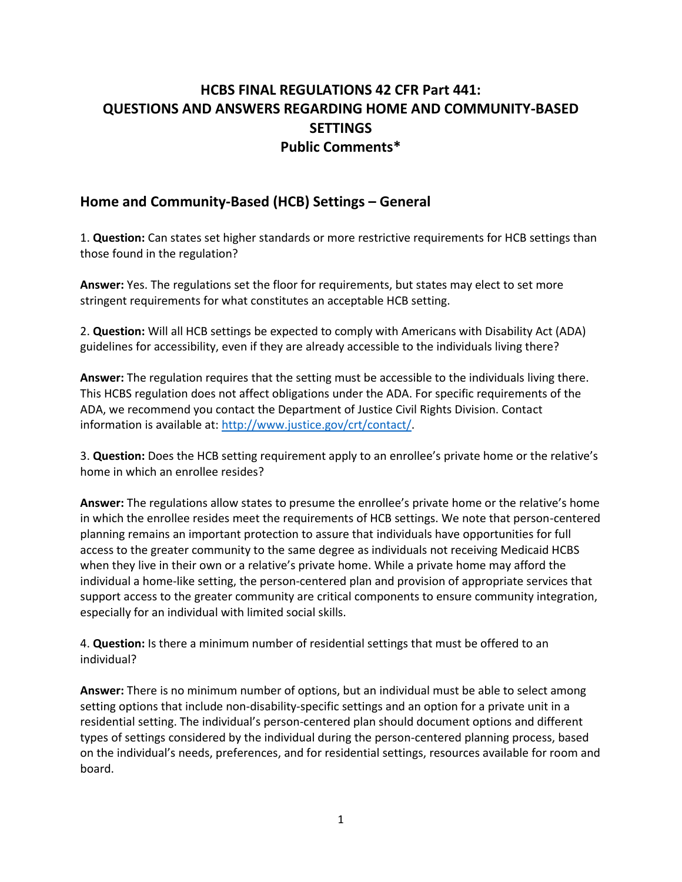# HCBS FINAL REGULATIONS 42 CFR Part 441: QUESTIONS AND ANSWERS REGARDING HOME AND COMMUNITY-BASED SETTINGS Public Comments*

## Home and Community-Based (HCB) Settings – General

1. **Question:** Can states set higher standards or more restrictive requirements for HCB settings than those found in the regulation?

**Answer:** Yes. The regulations set the floor for requirements, but states may elect to set more stringent requirements for what constitutes an acceptable HCB setting.

2. **Question:** Will all HCB settings be expected to comply with Americans with Disability Act (ADA) guidelines for accessibility, even if they are already accessible to the individuals living there?

**Answer:** The regulation requires that the setting must be accessible to the individuals living there. This HCBS regulation does not affect obligations under the ADA. For specific requirements of the ADA, we recommend you contact the Department of Justice Civil Rights Division. Contact information is available at: [http://www.justice.gov/crt/contact/](http://www.justice.gov/crt/contact/).

3. **Question:** Does the HCB setting requirement apply to an enrollee's private home or the relative's home in which an enrollee resides?

**Answer:** The regulations allow states to presume the enrollee's private home or the relative's home in which the enrollee resides meet the requirements of HCB settings. We note that person-centered planning remains an important protection to assure that individuals have opportunities for full access to the greater community to the same degree as individuals not receiving Medicaid HCBS when they live in their own or a relative's private home. While a private home may afford the individual a home-like setting, the person-centered plan and provision of appropriate services that support access to the greater community are critical components to ensure community integration, especially for an individual with limited social skills.

4. **Question:** Is there a minimum number of residential settings that must be offered to an individual?

**Answer:** There is no minimum number of options, but an individual must be able to select among setting options that include non-disability-specific settings and an option for a private unit in a residential setting. The individual's person-centered plan should document options and different types of settings considered by the individual during the person-centered planning process, based on the individual's needs, preferences, and for residential settings, resources available for room and board.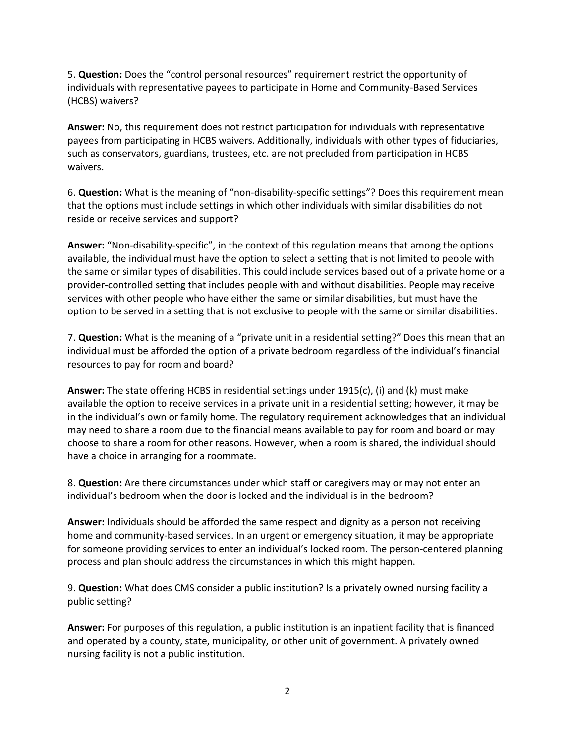5. **Question:** Does the "control personal resources" requirement restrict the opportunity of individuals with representative payees to participate in Home and Community-Based Services (HCBS) waivers?

**Answer:** No, this requirement does not restrict participation for individuals with representative payees from participating in HCBS waivers. Additionally, individuals with other types of fiduciaries, such as conservators, guardians, trustees, etc. are not precluded from participation in HCBS waivers.

6. **Question:** What is the meaning of "non-disability-specific settings"? Does this requirement mean that the options must include settings in which other individuals with similar disabilities do not reside or receive services and support?

**Answer:** "Non-disability-specific", in the context of this regulation means that among the options available, the individual must have the option to select a setting that is not limited to people with the same or similar types of disabilities. This could include services based out of a private home or a provider-controlled setting that includes people with and without disabilities. People may receive services with other people who have either the same or similar disabilities, but must have the option to be served in a setting that is not exclusive to people with the same or similar disabilities.

7. **Question:** What is the meaning of a "private unit in a residential setting?" Does this mean that an individual must be afforded the option of a private bedroom regardless of the individual's financial resources to pay for room and board?

**Answer:** The state offering HCBS in residential settings under 1915(c), (i) and (k) must make available the option to receive services in a private unit in a residential setting; however, it may be in the individual's own or family home. The regulatory requirement acknowledges that an individual may need to share a room due to the financial means available to pay for room and board or may choose to share a room for other reasons. However, when a room is shared, the individual should have a choice in arranging for a roommate.

8. **Question:** Are there circumstances under which staff or caregivers may or may not enter an individual's bedroom when the door is locked and the individual is in the bedroom?

**Answer:** Individuals should be afforded the same respect and dignity as a person not receiving home and community-based services. In an urgent or emergency situation, it may be appropriate for someone providing services to enter an individual's locked room. The person-centered planning process and plan should address the circumstances in which this might happen.

9. **Question:** What does CMS consider a public institution? Is a privately owned nursing facility a public setting?

**Answer:** For purposes of this regulation, a public institution is an inpatient facility that is financed and operated by a county, state, municipality, or other unit of government. A privately owned nursing facility is not a public institution.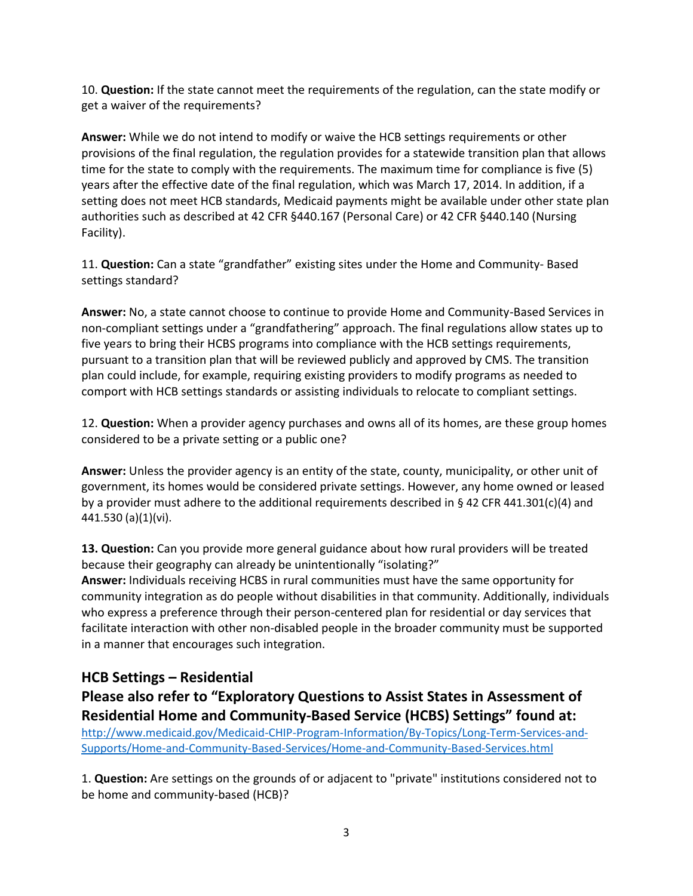10. **Question:** If the state cannot meet the requirements of the regulation, can the state modify or get a waiver of the requirements?

**Answer:** While we do not intend to modify or waive the HCB settings requirements or other provisions of the final regulation, the regulation provides for a statewide transition plan that allows time for the state to comply with the requirements. The maximum time for compliance is five (5) years after the effective date of the final regulation, which was March 17, 2014. In addition, if a setting does not meet HCB standards, Medicaid payments might be available under other state plan authorities such as described at 42 CFR §440.167 (Personal Care) or 42 CFR §440.140 (Nursing Facility).

11. **Question:** Can a state "grandfather" existing sites under the Home and Community- Based settings standard?

**Answer:** No, a state cannot choose to continue to provide Home and Community-Based Services in non-compliant settings under a "grandfathering" approach. The final regulations allow states up to five years to bring their HCBS programs into compliance with the HCB settings requirements, pursuant to a transition plan that will be reviewed publicly and approved by CMS. The transition plan could include, for example, requiring existing providers to modify programs as needed to comport with HCB settings standards or assisting individuals to relocate to compliant settings.

12. **Question:** When a provider agency purchases and owns all of its homes, are these group homes considered to be a private setting or a public one?

**Answer:** Unless the provider agency is an entity of the state, county, municipality, or other unit of government, its homes would be considered private settings. However, any home owned or leased by a provider must adhere to the additional requirements described in § 42 CFR 441.301(c)(4) and 441.530 (a)(1)(vi).

**13. Question:** Can you provide more general guidance about how rural providers will be treated because their geography can already be unintentionally "isolating?"
**Answer:** Individuals receiving HCBS in rural communities must have the same opportunity for community integration as do people without disabilities in that community. Additionally, individuals who express a preference through their person-centered plan for residential or day services that facilitate interaction with other non-disabled people in the broader community must be supported in a manner that encourages such integration.

## HCB Settings – Residential

## Please also refer to "Exploratory Questions to Assist States in Assessment of Residential Home and Community-Based Service (HCBS) Settings" found at:

[http://www.medicaid.gov/Medicaid-CHIP-Program-Information/By-Topics/Long-Term-Services-and-Supports/Home-and-Community-Based-Services/Home-and-Community-Based-Services.html](http://www.medicaid.gov/Medicaid-CHIP-Program-Information/By-Topics/Long-Term-Services-and-Supports/Home-and-Community-Based-Services/Home-and-Community-Based-Services.html)

1. **Question:** Are settings on the grounds of or adjacent to "private" institutions considered not to be home and community-based (HCB)?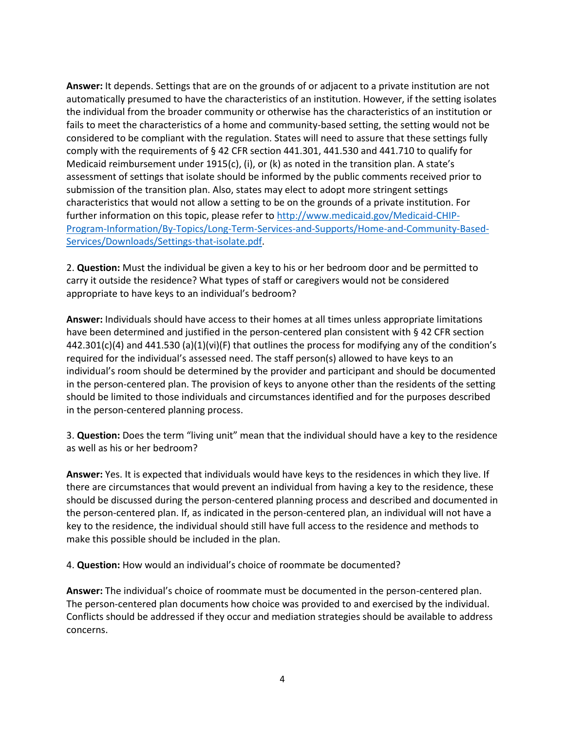**Answer:** It depends. Settings that are on the grounds of or adjacent to a private institution are not automatically presumed to have the characteristics of an institution. However, if the setting isolates the individual from the broader community or otherwise has the characteristics of an institution or fails to meet the characteristics of a home and community-based setting, the setting would not be considered to be compliant with the regulation. States will need to assure that these settings fully comply with the requirements of § 42 CFR section 441.301, 441.530 and 441.710 to qualify for Medicaid reimbursement under 1915(c), (i), or (k) as noted in the transition plan. A state's assessment of settings that isolate should be informed by the public comments received prior to submission of the transition plan. Also, states may elect to adopt more stringent settings characteristics that would not allow a setting to be on the grounds of a private institution. For further information on this topic, please refer to [http://www.medicaid.gov/Medicaid-CHIP-Program-Information/By-Topics/Long-Term-Services-and-Supports/Home-and-Community-Based-Services/Downloads/Settings-that-isolate.pdf](http://www.medicaid.gov/Medicaid-CHIP-Program-Information/By-Topics/Long-Term-Services-and-Supports/Home-and-Community-Based-Services/Downloads/Settings-that-isolate.pdf).

2. **Question:** Must the individual be given a key to his or her bedroom door and be permitted to carry it outside the residence? What types of staff or caregivers would not be considered appropriate to have keys to an individual's bedroom?

**Answer:** Individuals should have access to their homes at all times unless appropriate limitations have been determined and justified in the person-centered plan consistent with § 42 CFR section 442.301(c)(4) and 441.530 (a)(1)(vi)(F) that outlines the process for modifying any of the condition's required for the individual's assessed need. The staff person(s) allowed to have keys to an individual's room should be determined by the provider and participant and should be documented in the person-centered plan. The provision of keys to anyone other than the residents of the setting should be limited to those individuals and circumstances identified and for the purposes described in the person-centered planning process.

3. **Question:** Does the term "living unit" mean that the individual should have a key to the residence as well as his or her bedroom?

**Answer:** Yes. It is expected that individuals would have keys to the residences in which they live. If there are circumstances that would prevent an individual from having a key to the residence, these should be discussed during the person-centered planning process and described and documented in the person-centered plan. If, as indicated in the person-centered plan, an individual will not have a key to the residence, the individual should still have full access to the residence and methods to make this possible should be included in the plan.

4. **Question:** How would an individual's choice of roommate be documented?

**Answer:** The individual's choice of roommate must be documented in the person-centered plan. The person-centered plan documents how choice was provided to and exercised by the individual. Conflicts should be addressed if they occur and mediation strategies should be available to address concerns.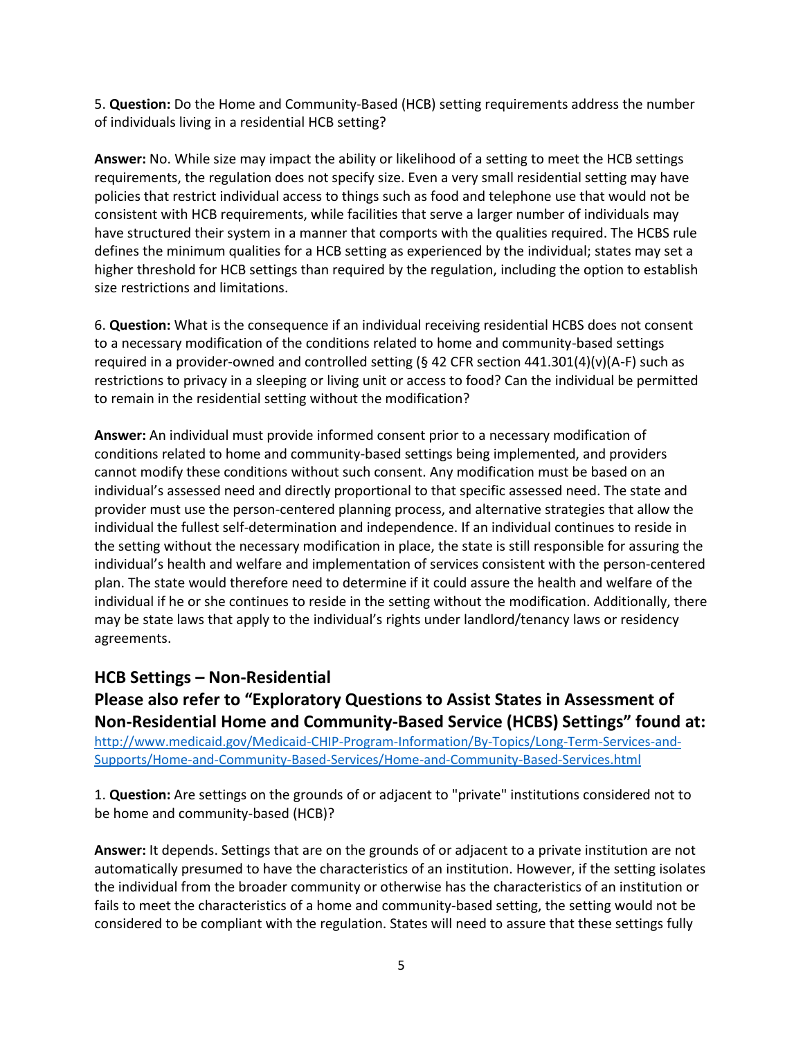5. **Question:** Do the Home and Community-Based (HCB) setting requirements address the number of individuals living in a residential HCB setting?

**Answer:** No. While size may impact the ability or likelihood of a setting to meet the HCB settings requirements, the regulation does not specify size. Even a very small residential setting may have policies that restrict individual access to things such as food and telephone use that would not be consistent with HCB requirements, while facilities that serve a larger number of individuals may have structured their system in a manner that comports with the qualities required. The HCBS rule defines the minimum qualities for a HCB setting as experienced by the individual; states may set a higher threshold for HCB settings than required by the regulation, including the option to establish size restrictions and limitations.

6. **Question:** What is the consequence if an individual receiving residential HCBS does not consent to a necessary modification of the conditions related to home and community-based settings required in a provider-owned and controlled setting (§ 42 CFR section 441.301(4)(v)(A-F) such as restrictions to privacy in a sleeping or living unit or access to food? Can the individual be permitted to remain in the residential setting without the modification?

**Answer:** An individual must provide informed consent prior to a necessary modification of conditions related to home and community-based settings being implemented, and providers cannot modify these conditions without such consent. Any modification must be based on an individual's assessed need and directly proportional to that specific assessed need. The state and provider must use the person-centered planning process, and alternative strategies that allow the individual the fullest self-determination and independence. If an individual continues to reside in the setting without the necessary modification in place, the state is still responsible for assuring the individual's health and welfare and implementation of services consistent with the person-centered plan. The state would therefore need to determine if it could assure the health and welfare of the individual if he or she continues to reside in the setting without the modification. Additionally, there may be state laws that apply to the individual's rights under landlord/tenancy laws or residency agreements.

## HCB Settings – Non-Residential

### Please also refer to "Exploratory Questions to Assist States in Assessment of Non-Residential Home and Community-Based Service (HCBS) Settings" found at:

http://www.medicaid.gov/Medicaid-CHIP-Program-Information/By-Topics/Long-Term-Services-and-Supports/Home-and-Community-Based-Services/Home-and-Community-Based-Services.html

1. **Question:** Are settings on the grounds of or adjacent to "private" institutions considered not to be home and community-based (HCB)?

**Answer:** It depends. Settings that are on the grounds of or adjacent to a private institution are not automatically presumed to have the characteristics of an institution. However, if the setting isolates the individual from the broader community or otherwise has the characteristics of an institution or fails to meet the characteristics of a home and community-based setting, the setting would not be considered to be compliant with the regulation. States will need to assure that these settings fully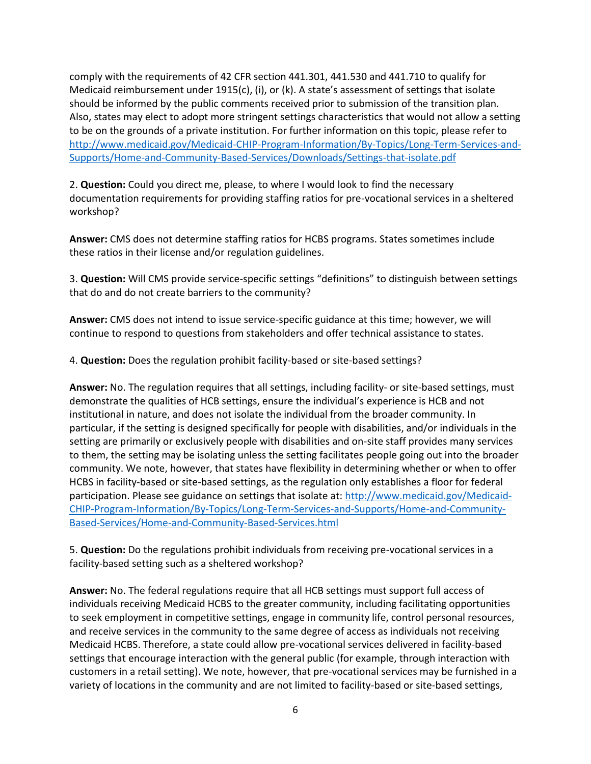comply with the requirements of 42 CFR section 441.301, 441.530 and 441.710 to qualify for Medicaid reimbursement under 1915(c), (i), or (k). A state's assessment of settings that isolate should be informed by the public comments received prior to submission of the transition plan. Also, states may elect to adopt more stringent settings characteristics that would not allow a setting to be on the grounds of a private institution. For further information on this topic, please refer to http://www.medicaid.gov/Medicaid-CHIP-Program-Information/By-Topics/Long-Term-Services-and-Supports/Home-and-Community-Based-Services/Downloads/Settings-that-isolate.pdf

2. **Question:** Could you direct me, please, to where I would look to find the necessary documentation requirements for providing staffing ratios for pre-vocational services in a sheltered workshop?

**Answer:** CMS does not determine staffing ratios for HCBS programs. States sometimes include these ratios in their license and/or regulation guidelines.

3. **Question:** Will CMS provide service-specific settings "definitions" to distinguish between settings that do and do not create barriers to the community?

**Answer:** CMS does not intend to issue service-specific guidance at this time; however, we will continue to respond to questions from stakeholders and offer technical assistance to states.

4. **Question:** Does the regulation prohibit facility-based or site-based settings?

**Answer:** No. The regulation requires that all settings, including facility- or site-based settings, must demonstrate the qualities of HCB settings, ensure the individual's experience is HCB and not institutional in nature, and does not isolate the individual from the broader community. In particular, if the setting is designed specifically for people with disabilities, and/or individuals in the setting are primarily or exclusively people with disabilities and on-site staff provides many services to them, the setting may be isolating unless the setting facilitates people going out into the broader community. We note, however, that states have flexibility in determining whether or when to offer HCBS in facility-based or site-based settings, as the regulation only establishes a floor for federal participation. Please see guidance on settings that isolate at: http://www.medicaid.gov/Medicaid-CHIP-Program-Information/By-Topics/Long-Term-Services-and-Supports/Home-and-Community-Based-Services/Home-and-Community-Based-Services.html

5. **Question:** Do the regulations prohibit individuals from receiving pre-vocational services in a facility-based setting such as a sheltered workshop?

**Answer:** No. The federal regulations require that all HCB settings must support full access of individuals receiving Medicaid HCBS to the greater community, including facilitating opportunities to seek employment in competitive settings, engage in community life, control personal resources, and receive services in the community to the same degree of access as individuals not receiving Medicaid HCBS. Therefore, a state could allow pre-vocational services delivered in facility-based settings that encourage interaction with the general public (for example, through interaction with customers in a retail setting). We note, however, that pre-vocational services may be furnished in a variety of locations in the community and are not limited to facility-based or site-based settings,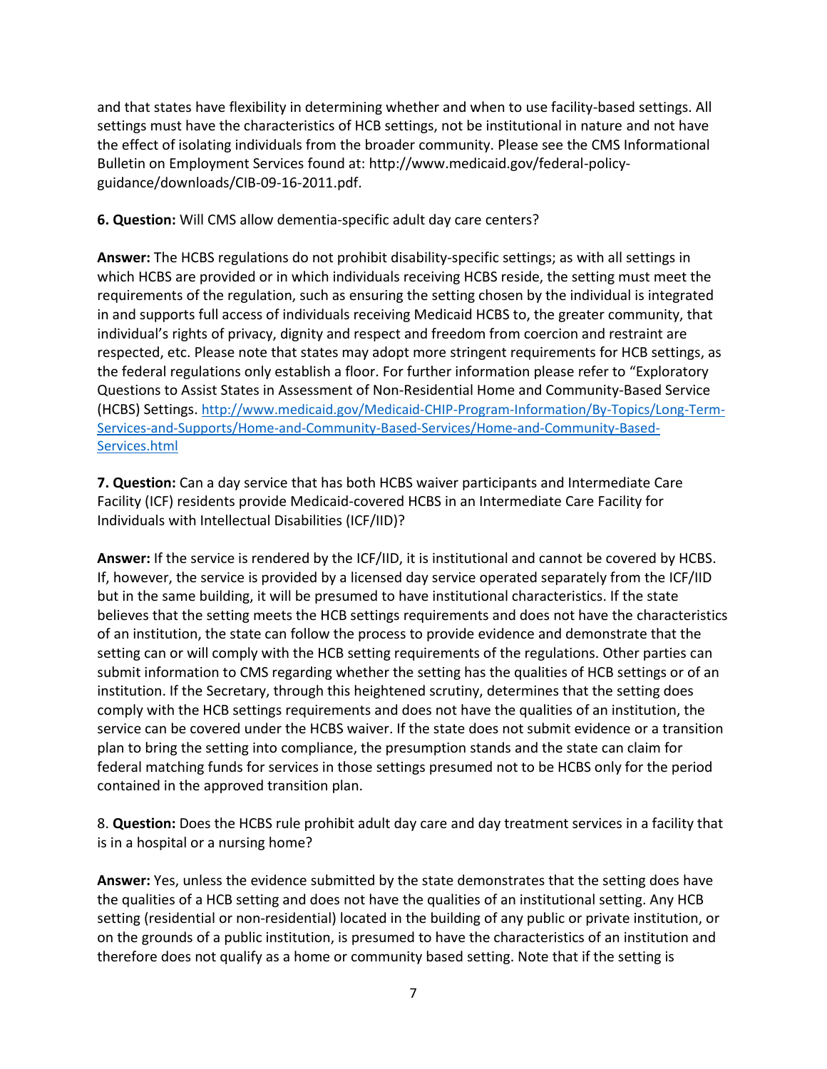and that states have flexibility in determining whether and when to use facility-based settings. All settings must have the characteristics of HCB settings, not be institutional in nature and not have the effect of isolating individuals from the broader community. Please see the CMS Informational Bulletin on Employment Services found at: http://www.medicaid.gov/federal-policy-guidance/downloads/CIB-09-16-2011.pdf.

**6. Question:** Will CMS allow dementia-specific adult day care centers?

**Answer:** The HCBS regulations do not prohibit disability-specific settings; as with all settings in which HCBS are provided or in which individuals receiving HCBS reside, the setting must meet the requirements of the regulation, such as ensuring the setting chosen by the individual is integrated in and supports full access of individuals receiving Medicaid HCBS to, the greater community, that individual's rights of privacy, dignity and respect and freedom from coercion and restraint are respected, etc. Please note that states may adopt more stringent requirements for HCB settings, as the federal regulations only establish a floor. For further information please refer to "Exploratory Questions to Assist States in Assessment of Non-Residential Home and Community-Based Service (HCBS) Settings. [http://www.medicaid.gov/Medicaid-CHIP-Program-Information/By-Topics/Long-Term-Services-and-Supports/Home-and-Community-Based-Services/Home-and-Community-Based-Services.html](http://www.medicaid.gov/Medicaid-CHIP-Program-Information/By-Topics/Long-Term-Services-and-Supports/Home-and-Community-Based-Services/Home-and-Community-Based-Services.html)

**7. Question:** Can a day service that has both HCBS waiver participants and Intermediate Care Facility (ICF) residents provide Medicaid-covered HCBS in an Intermediate Care Facility for Individuals with Intellectual Disabilities (ICF/IID)?

**Answer:** If the service is rendered by the ICF/IID, it is institutional and cannot be covered by HCBS. If, however, the service is provided by a licensed day service operated separately from the ICF/IID but in the same building, it will be presumed to have institutional characteristics. If the state believes that the setting meets the HCB settings requirements and does not have the characteristics of an institution, the state can follow the process to provide evidence and demonstrate that the setting can or will comply with the HCB setting requirements of the regulations. Other parties can submit information to CMS regarding whether the setting has the qualities of HCB settings or of an institution. If the Secretary, through this heightened scrutiny, determines that the setting does comply with the HCB settings requirements and does not have the qualities of an institution, the service can be covered under the HCBS waiver. If the state does not submit evidence or a transition plan to bring the setting into compliance, the presumption stands and the state can claim for federal matching funds for services in those settings presumed not to be HCBS only for the period contained in the approved transition plan.

8. **Question:** Does the HCBS rule prohibit adult day care and day treatment services in a facility that is in a hospital or a nursing home?

**Answer:** Yes, unless the evidence submitted by the state demonstrates that the setting does have the qualities of a HCB setting and does not have the qualities of an institutional setting. Any HCB setting (residential or non-residential) located in the building of any public or private institution, or on the grounds of a public institution, is presumed to have the characteristics of an institution and therefore does not qualify as a home or community based setting. Note that if the setting is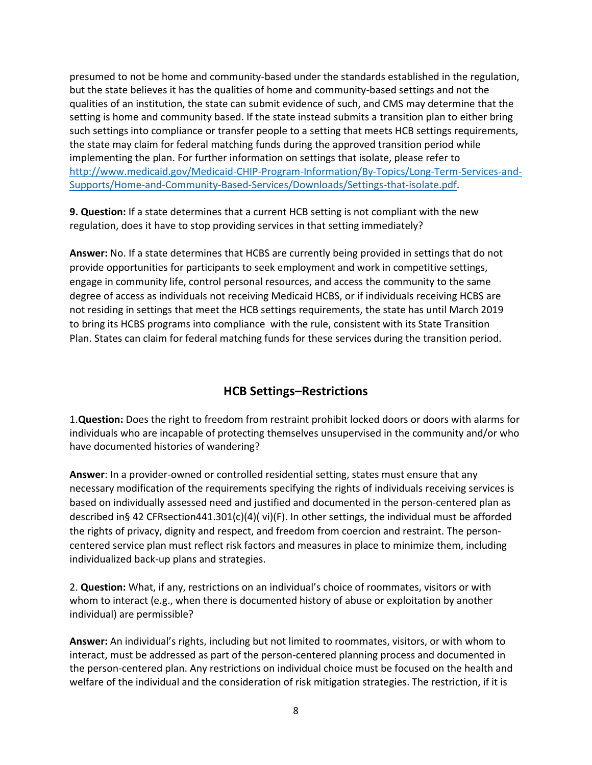presumed to not be home and community-based under the standards established in the regulation, but the state believes it has the qualities of home and community-based settings and not the qualities of an institution, the state can submit evidence of such, and CMS may determine that the setting is home and community based. If the state instead submits a transition plan to either bring such settings into compliance or transfer people to a setting that meets HCB settings requirements, the state may claim for federal matching funds during the approved transition period while implementing the plan. For further information on settings that isolate, please refer to [http://www.medicaid.gov/Medicaid-CHIP-Program-Information/By-Topics/Long-Term-Services-and-Supports/Home-and-Community-Based-Services/Downloads/Settings-that-isolate.pdf](http://www.medicaid.gov/Medicaid-CHIP-Program-Information/By-Topics/Long-Term-Services-and-Supports/Home-and-Community-Based-Services/Downloads/Settings-that-isolate.pdf).

**9. Question:** If a state determines that a current HCB setting is not compliant with the new regulation, does it have to stop providing services in that setting immediately?

**Answer:** No. If a state determines that HCBS are currently being provided in settings that do not provide opportunities for participants to seek employment and work in competitive settings, engage in community life, control personal resources, and access the community to the same degree of access as individuals not receiving Medicaid HCBS, or if individuals receiving HCBS are not residing in settings that meet the HCB settings requirements, the state has until March 2019 to bring its HCBS programs into compliance with the rule, consistent with its State Transition Plan. States can claim for federal matching funds for these services during the transition period.

## HCB Settings–Restrictions

1.**Question:** Does the right to freedom from restraint prohibit locked doors or doors with alarms for individuals who are incapable of protecting themselves unsupervised in the community and/or who have documented histories of wandering?

**Answer**: In a provider-owned or controlled residential setting, states must ensure that any necessary modification of the requirements specifying the rights of individuals receiving services is based on individually assessed need and justified and documented in the person-centered plan as described in§ 42 CFRsection441.301(c)(4)( vi)(F). In other settings, the individual must be afforded the rights of privacy, dignity and respect, and freedom from coercion and restraint. The person-centered service plan must reflect risk factors and measures in place to minimize them, including individualized back-up plans and strategies.

2. **Question:** What, if any, restrictions on an individual's choice of roommates, visitors or with whom to interact (e.g., when there is documented history of abuse or exploitation by another individual) are permissible?

**Answer:** An individual's rights, including but not limited to roommates, visitors, or with whom to interact, must be addressed as part of the person-centered planning process and documented in the person-centered plan. Any restrictions on individual choice must be focused on the health and welfare of the individual and the consideration of risk mitigation strategies. The restriction, if it is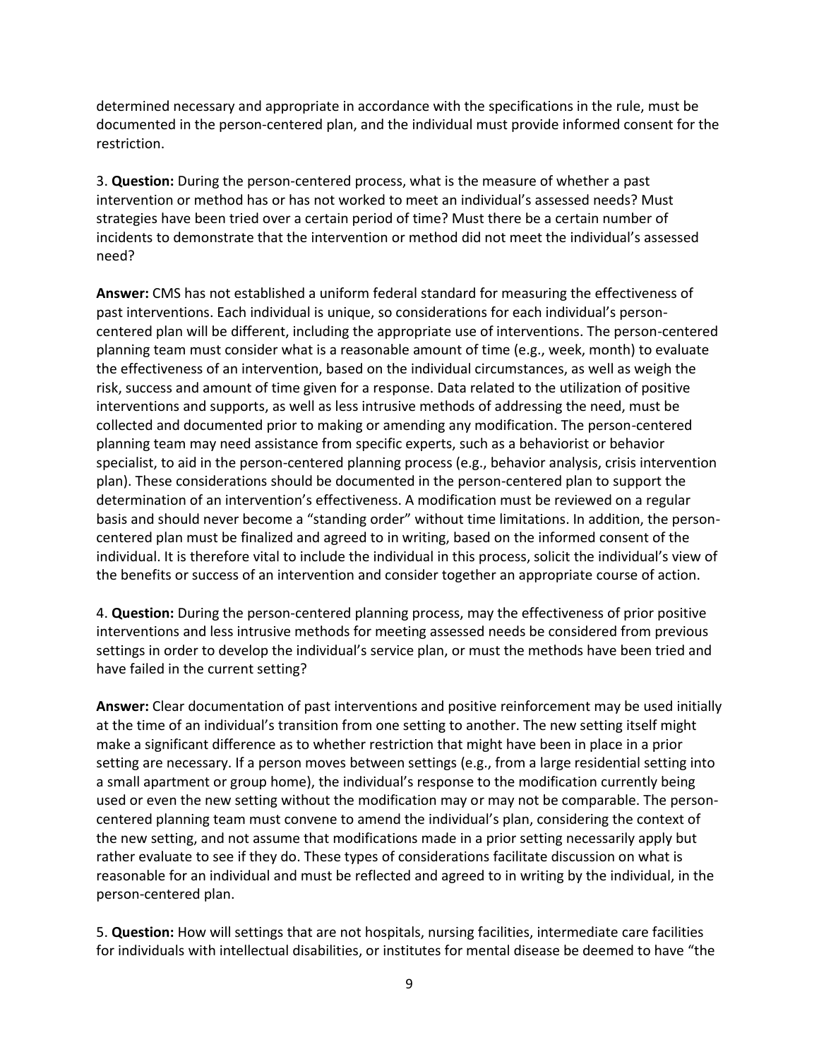determined necessary and appropriate in accordance with the specifications in the rule, must be documented in the person-centered plan, and the individual must provide informed consent for the restriction.

3. **Question:** During the person-centered process, what is the measure of whether a past intervention or method has or has not worked to meet an individual's assessed needs? Must strategies have been tried over a certain period of time? Must there be a certain number of incidents to demonstrate that the intervention or method did not meet the individual's assessed need?

**Answer:** CMS has not established a uniform federal standard for measuring the effectiveness of past interventions. Each individual is unique, so considerations for each individual's person-centered plan will be different, including the appropriate use of interventions. The person-centered planning team must consider what is a reasonable amount of time (e.g., week, month) to evaluate the effectiveness of an intervention, based on the individual circumstances, as well as weigh the risk, success and amount of time given for a response. Data related to the utilization of positive interventions and supports, as well as less intrusive methods of addressing the need, must be collected and documented prior to making or amending any modification. The person-centered planning team may need assistance from specific experts, such as a behaviorist or behavior specialist, to aid in the person-centered planning process (e.g., behavior analysis, crisis intervention plan). These considerations should be documented in the person-centered plan to support the determination of an intervention's effectiveness. A modification must be reviewed on a regular basis and should never become a "standing order" without time limitations. In addition, the person-centered plan must be finalized and agreed to in writing, based on the informed consent of the individual. It is therefore vital to include the individual in this process, solicit the individual's view of the benefits or success of an intervention and consider together an appropriate course of action.

4. **Question:** During the person-centered planning process, may the effectiveness of prior positive interventions and less intrusive methods for meeting assessed needs be considered from previous settings in order to develop the individual's service plan, or must the methods have been tried and have failed in the current setting?

**Answer:** Clear documentation of past interventions and positive reinforcement may be used initially at the time of an individual's transition from one setting to another. The new setting itself might make a significant difference as to whether restriction that might have been in place in a prior setting are necessary. If a person moves between settings (e.g., from a large residential setting into a small apartment or group home), the individual's response to the modification currently being used or even the new setting without the modification may or may not be comparable. The person-centered planning team must convene to amend the individual's plan, considering the context of the new setting, and not assume that modifications made in a prior setting necessarily apply but rather evaluate to see if they do. These types of considerations facilitate discussion on what is reasonable for an individual and must be reflected and agreed to in writing by the individual, in the person-centered plan.

5. **Question:** How will settings that are not hospitals, nursing facilities, intermediate care facilities for individuals with intellectual disabilities, or institutes for mental disease be deemed to have "the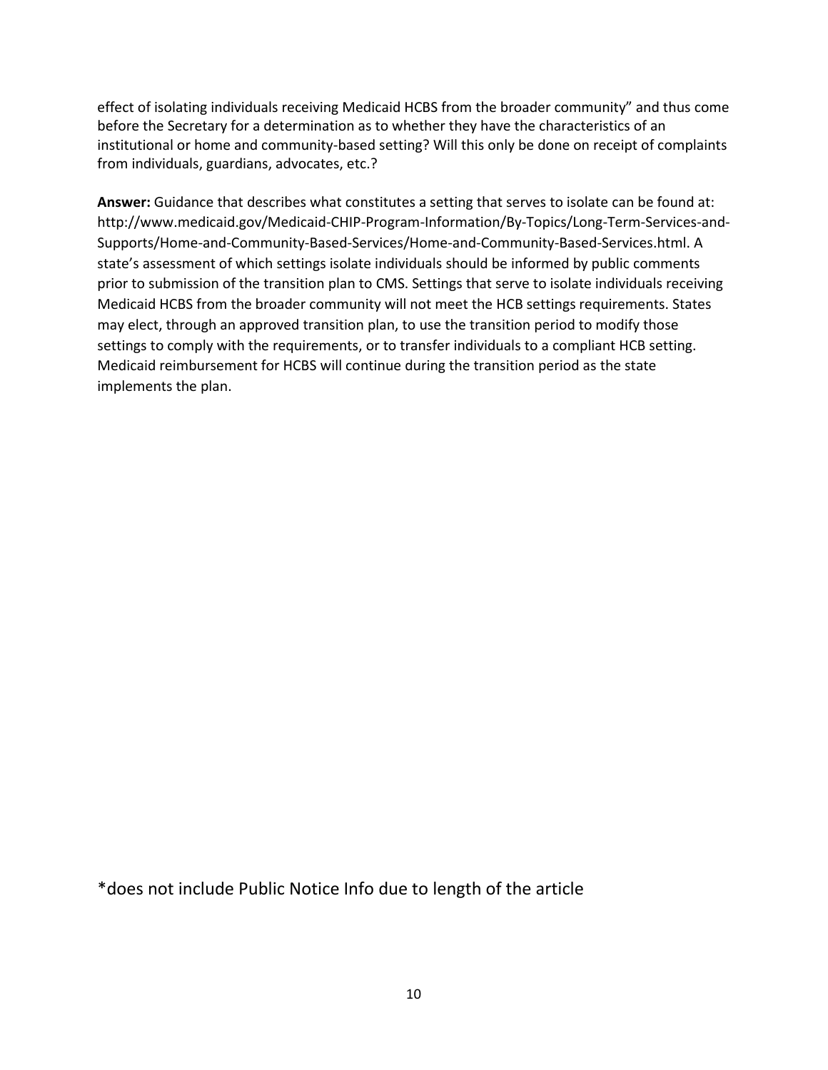effect of isolating individuals receiving Medicaid HCBS from the broader community" and thus come before the Secretary for a determination as to whether they have the characteristics of an institutional or home and community-based setting? Will this only be done on receipt of complaints from individuals, guardians, advocates, etc.?

**Answer:** Guidance that describes what constitutes a setting that serves to isolate can be found at: http://www.medicaid.gov/Medicaid-CHIP-Program-Information/By-Topics/Long-Term-Services-and-Supports/Home-and-Community-Based-Services/Home-and-Community-Based-Services.html. A state's assessment of which settings isolate individuals should be informed by public comments prior to submission of the transition plan to CMS. Settings that serve to isolate individuals receiving Medicaid HCBS from the broader community will not meet the HCB settings requirements. States may elect, through an approved transition plan, to use the transition period to modify those settings to comply with the requirements, or to transfer individuals to a compliant HCB setting. Medicaid reimbursement for HCBS will continue during the transition period as the state implements the plan.

*does not include Public Notice Info due to length of the article